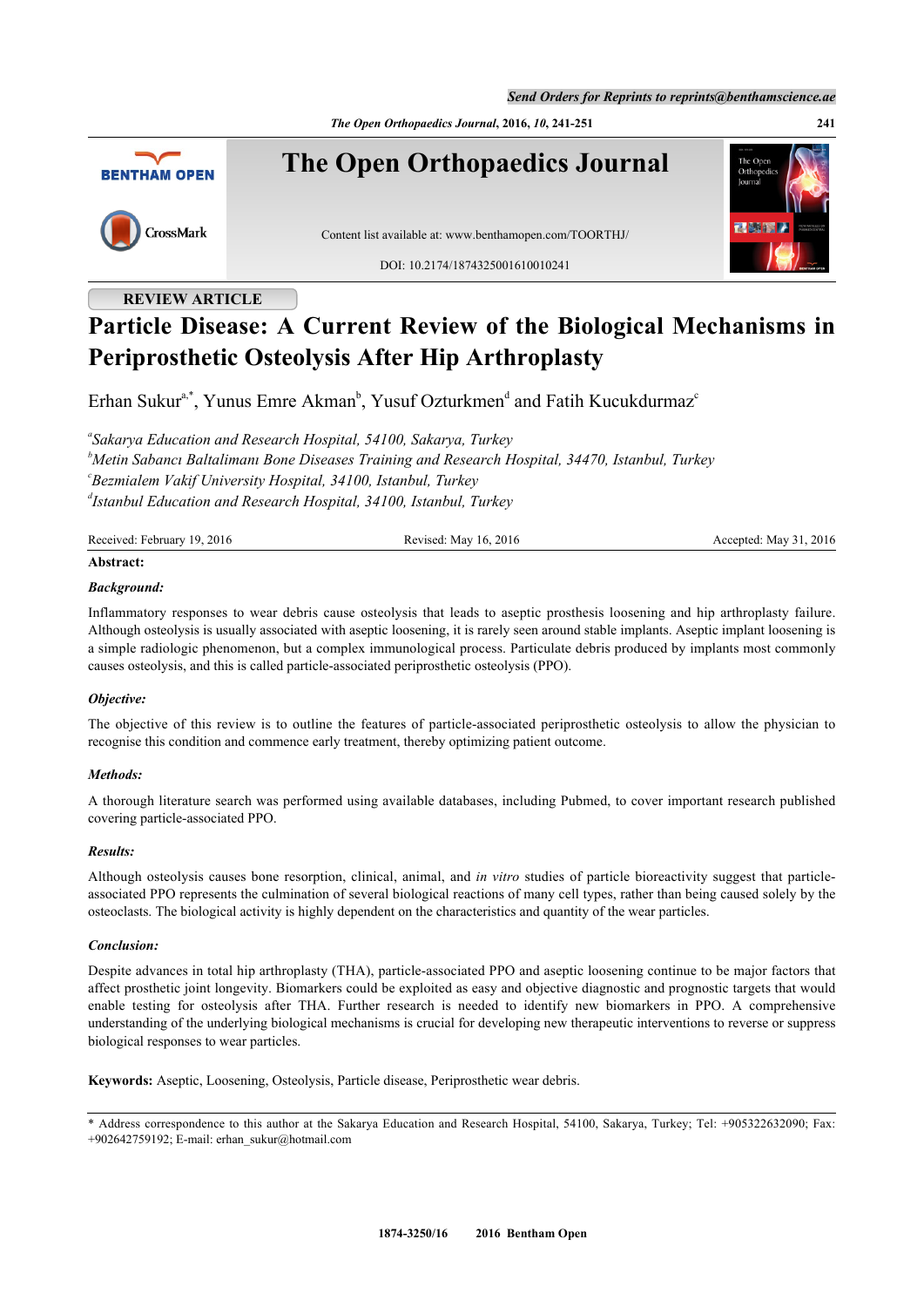REVIEW ARTICLE

# Particle Disease: A Current Review of the Biological Mechanisms in Periprosthetic Osteolysis After Hip Arthroplasty

Erhan Sukur[a,*], Yunus Emre Akman[b], Yusuf Ozturkmen[d] and Fatih Kucukdurmaz[c]

[a]*Sakarya Education and Research Hospital, 54100, Sakarya, Turkey*
[b]*Metin Sabancı Baltalimanı Bone Diseases Training and Research Hospital, 34470, Istanbul, Turkey*
[c]*Bezmialem Vakif University Hospital, 34100, Istanbul, Turkey*
[d]*Istanbul Education and Research Hospital, 34100, Istanbul, Turkey*

Received: February 19, 2016 Revised: May 16, 2016 Accepted: May 31, 2016

**Abstract:**

***Background:***

Inflammatory responses to wear debris cause osteolysis that leads to aseptic prosthesis loosening and hip arthroplasty failure. Although osteolysis is usually associated with aseptic loosening, it is rarely seen around stable implants. Aseptic implant loosening is a simple radiologic phenomenon, but a complex immunological process. Particulate debris produced by implants most commonly causes osteolysis, and this is called particle-associated periprosthetic osteolysis (PPO).

***Objective:***

The objective of this review is to outline the features of particle-associated periprosthetic osteolysis to allow the physician to recognise this condition and commence early treatment, thereby optimizing patient outcome.

***Methods:***

A thorough literature search was performed using available databases, including Pubmed, to cover important research published covering particle-associated PPO.

***Results:***

Although osteolysis causes bone resorption, clinical, animal, and *in vitro* studies of particle bioreactivity suggest that particle-associated PPO represents the culmination of several biological reactions of many cell types, rather than being caused solely by the osteoclasts. The biological activity is highly dependent on the characteristics and quantity of the wear particles.

***Conclusion:***

Despite advances in total hip arthroplasty (THA), particle-associated PPO and aseptic loosening continue to be major factors that affect prosthetic joint longevity. Biomarkers could be exploited as easy and objective diagnostic and prognostic targets that would enable testing for osteolysis after THA. Further research is needed to identify new biomarkers in PPO. A comprehensive understanding of the underlying biological mechanisms is crucial for developing new therapeutic interventions to reverse or suppress biological responses to wear particles.

**Keywords:** Aseptic, Loosening, Osteolysis, Particle disease, Periprosthetic wear debris.

* Address correspondence to this author at the Sakarya Education and Research Hospital, 54100, Sakarya, Turkey; Tel: +905322632090; Fax: +902642759192; E-mail: erhan_sukur@hotmail.com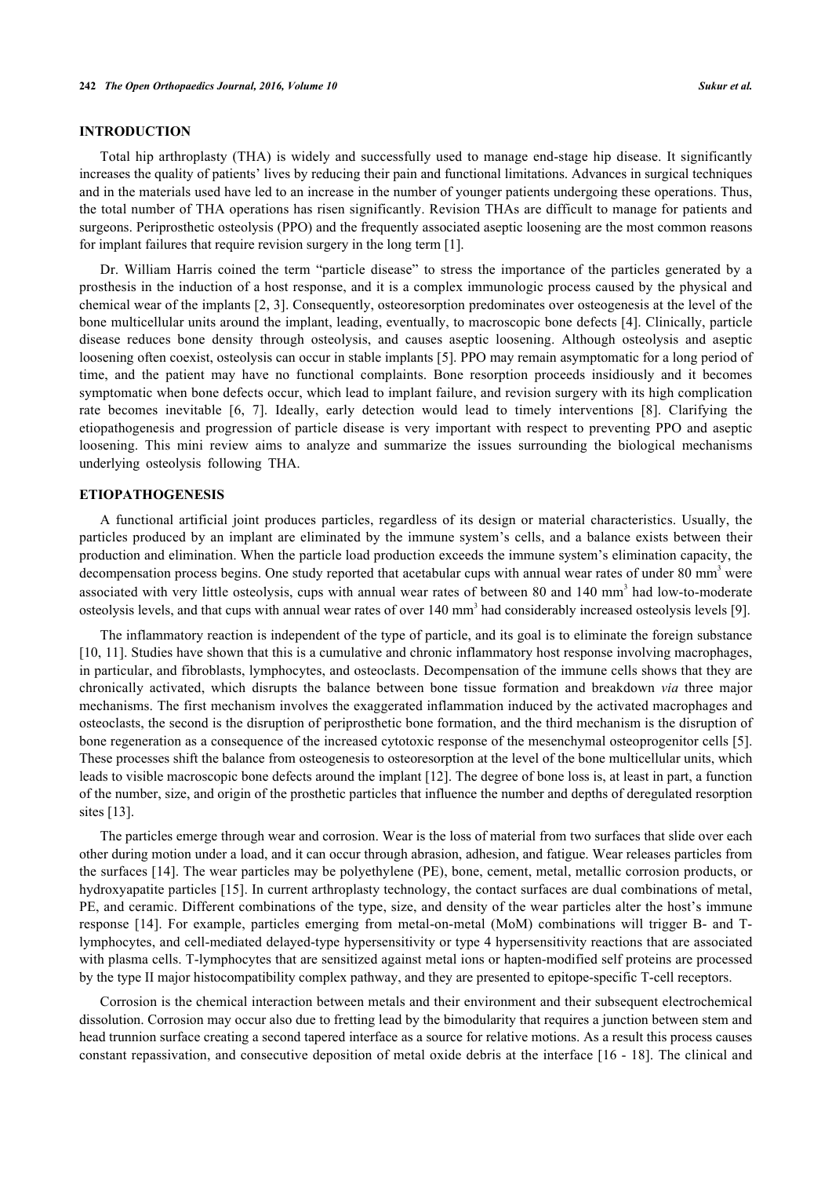## INTRODUCTION

Total hip arthroplasty (THA) is widely and successfully used to manage end-stage hip disease. It significantly increases the quality of patients' lives by reducing their pain and functional limitations. Advances in surgical techniques and in the materials used have led to an increase in the number of younger patients undergoing these operations. Thus, the total number of THA operations has risen significantly. Revision THAs are difficult to manage for patients and surgeons. Periprosthetic osteolysis (PPO) and the frequently associated aseptic loosening are the most common reasons for implant failures that require revision surgery in the long term [1].

Dr. William Harris coined the term "particle disease" to stress the importance of the particles generated by a prosthesis in the induction of a host response, and it is a complex immunologic process caused by the physical and chemical wear of the implants [2, 3]. Consequently, osteoresorption predominates over osteogenesis at the level of the bone multicellular units around the implant, leading, eventually, to macroscopic bone defects [4]. Clinically, particle disease reduces bone density through osteolysis, and causes aseptic loosening. Although osteolysis and aseptic loosening often coexist, osteolysis can occur in stable implants [5]. PPO may remain asymptomatic for a long period of time, and the patient may have no functional complaints. Bone resorption proceeds insidiously and it becomes symptomatic when bone defects occur, which lead to implant failure, and revision surgery with its high complication rate becomes inevitable [6, 7]. Ideally, early detection would lead to timely interventions [8]. Clarifying the etiopathogenesis and progression of particle disease is very important with respect to preventing PPO and aseptic loosening. This mini review aims to analyze and summarize the issues surrounding the biological mechanisms underlying osteolysis following THA.

## ETIOPATHOGENESIS

A functional artificial joint produces particles, regardless of its design or material characteristics. Usually, the particles produced by an implant are eliminated by the immune system's cells, and a balance exists between their production and elimination. When the particle load production exceeds the immune system's elimination capacity, the decompensation process begins. One study reported that acetabular cups with annual wear rates of under 80 mm$^3$ were associated with very little osteolysis, cups with annual wear rates of between 80 and 140 mm$^3$ had low-to-moderate osteolysis levels, and that cups with annual wear rates of over 140 mm$^3$ had considerably increased osteolysis levels [9].

The inflammatory reaction is independent of the type of particle, and its goal is to eliminate the foreign substance [10, 11]. Studies have shown that this is a cumulative and chronic inflammatory host response involving macrophages, in particular, and fibroblasts, lymphocytes, and osteoclasts. Decompensation of the immune cells shows that they are chronically activated, which disrupts the balance between bone tissue formation and breakdown *via* three major mechanisms. The first mechanism involves the exaggerated inflammation induced by the activated macrophages and osteoclasts, the second is the disruption of periprosthetic bone formation, and the third mechanism is the disruption of bone regeneration as a consequence of the increased cytotoxic response of the mesenchymal osteoprogenitor cells [5]. These processes shift the balance from osteogenesis to osteoresorption at the level of the bone multicellular units, which leads to visible macroscopic bone defects around the implant [12]. The degree of bone loss is, at least in part, a function of the number, size, and origin of the prosthetic particles that influence the number and depths of deregulated resorption sites [13].

The particles emerge through wear and corrosion. Wear is the loss of material from two surfaces that slide over each other during motion under a load, and it can occur through abrasion, adhesion, and fatigue. Wear releases particles from the surfaces [14]. The wear particles may be polyethylene (PE), bone, cement, metal, metallic corrosion products, or hydroxyapatite particles [15]. In current arthroplasty technology, the contact surfaces are dual combinations of metal, PE, and ceramic. Different combinations of the type, size, and density of the wear particles alter the host's immune response [14]. For example, particles emerging from metal-on-metal (MoM) combinations will trigger B- and T-lymphocytes, and cell-mediated delayed-type hypersensitivity or type 4 hypersensitivity reactions that are associated with plasma cells. T-lymphocytes that are sensitized against metal ions or hapten-modified self proteins are processed by the type II major histocompatibility complex pathway, and they are presented to epitope-specific T-cell receptors.

Corrosion is the chemical interaction between metals and their environment and their subsequent electrochemical dissolution. Corrosion may occur also due to fretting lead by the bimodularity that requires a junction between stem and head trunnion surface creating a second tapered interface as a source for relative motions. As a result this process causes constant repassivation, and consecutive deposition of metal oxide debris at the interface [16 - 18]. The clinical and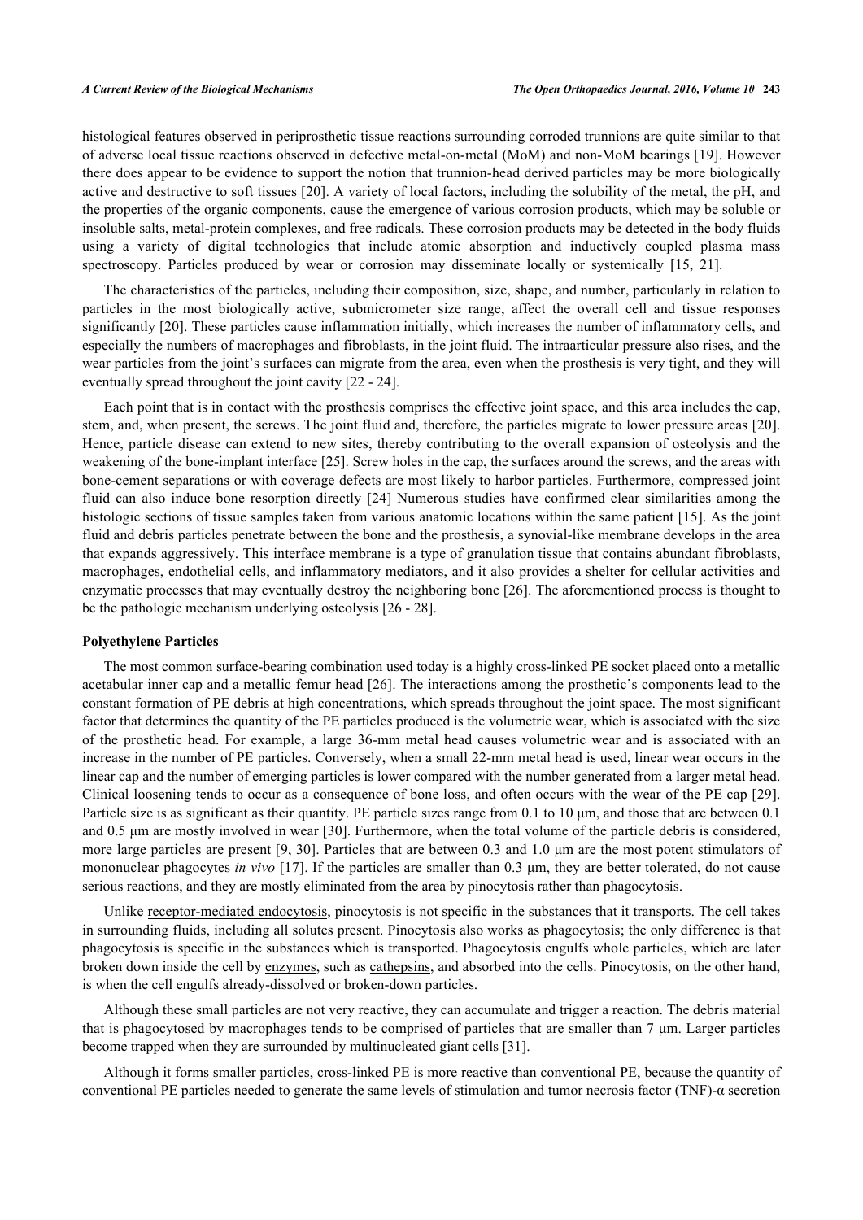histological features observed in periprosthetic tissue reactions surrounding corroded trunnions are quite similar to that of adverse local tissue reactions observed in defective metal-on-metal (MoM) and non-MoM bearings [19]. However there does appear to be evidence to support the notion that trunnion-head derived particles may be more biologically active and destructive to soft tissues [20]. A variety of local factors, including the solubility of the metal, the pH, and the properties of the organic components, cause the emergence of various corrosion products, which may be soluble or insoluble salts, metal-protein complexes, and free radicals. These corrosion products may be detected in the body fluids using a variety of digital technologies that include atomic absorption and inductively coupled plasma mass spectroscopy. Particles produced by wear or corrosion may disseminate locally or systemically [15, 21].

The characteristics of the particles, including their composition, size, shape, and number, particularly in relation to particles in the most biologically active, submicrometer size range, affect the overall cell and tissue responses significantly [20]. These particles cause inflammation initially, which increases the number of inflammatory cells, and especially the numbers of macrophages and fibroblasts, in the joint fluid. The intraarticular pressure also rises, and the wear particles from the joint's surfaces can migrate from the area, even when the prosthesis is very tight, and they will eventually spread throughout the joint cavity [22 - 24].

Each point that is in contact with the prosthesis comprises the effective joint space, and this area includes the cap, stem, and, when present, the screws. The joint fluid and, therefore, the particles migrate to lower pressure areas [20]. Hence, particle disease can extend to new sites, thereby contributing to the overall expansion of osteolysis and the weakening of the bone-implant interface [25]. Screw holes in the cap, the surfaces around the screws, and the areas with bone-cement separations or with coverage defects are most likely to harbor particles. Furthermore, compressed joint fluid can also induce bone resorption directly [24] Numerous studies have confirmed clear similarities among the histologic sections of tissue samples taken from various anatomic locations within the same patient [15]. As the joint fluid and debris particles penetrate between the bone and the prosthesis, a synovial-like membrane develops in the area that expands aggressively. This interface membrane is a type of granulation tissue that contains abundant fibroblasts, macrophages, endothelial cells, and inflammatory mediators, and it also provides a shelter for cellular activities and enzymatic processes that may eventually destroy the neighboring bone [26]. The aforementioned process is thought to be the pathologic mechanism underlying osteolysis [26 - 28].

### Polyethylene Particles

The most common surface-bearing combination used today is a highly cross-linked PE socket placed onto a metallic acetabular inner cap and a metallic femur head [26]. The interactions among the prosthetic's components lead to the constant formation of PE debris at high concentrations, which spreads throughout the joint space. The most significant factor that determines the quantity of the PE particles produced is the volumetric wear, which is associated with the size of the prosthetic head. For example, a large 36-mm metal head causes volumetric wear and is associated with an increase in the number of PE particles. Conversely, when a small 22-mm metal head is used, linear wear occurs in the linear cap and the number of emerging particles is lower compared with the number generated from a larger metal head. Clinical loosening tends to occur as a consequence of bone loss, and often occurs with the wear of the PE cap [29]. Particle size is as significant as their quantity. PE particle sizes range from 0.1 to 10 µm, and those that are between 0.1 and 0.5 µm are mostly involved in wear [30]. Furthermore, when the total volume of the particle debris is considered, more large particles are present [9, 30]. Particles that are between 0.3 and 1.0 µm are the most potent stimulators of mononuclear phagocytes *in vivo* [17]. If the particles are smaller than 0.3 µm, they are better tolerated, do not cause serious reactions, and they are mostly eliminated from the area by pinocytosis rather than phagocytosis.

Unlike receptor-mediated endocytosis, pinocytosis is not specific in the substances that it transports. The cell takes in surrounding fluids, including all solutes present. Pinocytosis also works as phagocytosis; the only difference is that phagocytosis is specific in the substances which is transported. Phagocytosis engulfs whole particles, which are later broken down inside the cell by enzymes, such as cathepsins, and absorbed into the cells. Pinocytosis, on the other hand, is when the cell engulfs already-dissolved or broken-down particles.

Although these small particles are not very reactive, they can accumulate and trigger a reaction. The debris material that is phagocytosed by macrophages tends to be comprised of particles that are smaller than 7 µm. Larger particles become trapped when they are surrounded by multinucleated giant cells [31].

Although it forms smaller particles, cross-linked PE is more reactive than conventional PE, because the quantity of conventional PE particles needed to generate the same levels of stimulation and tumor necrosis factor (TNF)-α secretion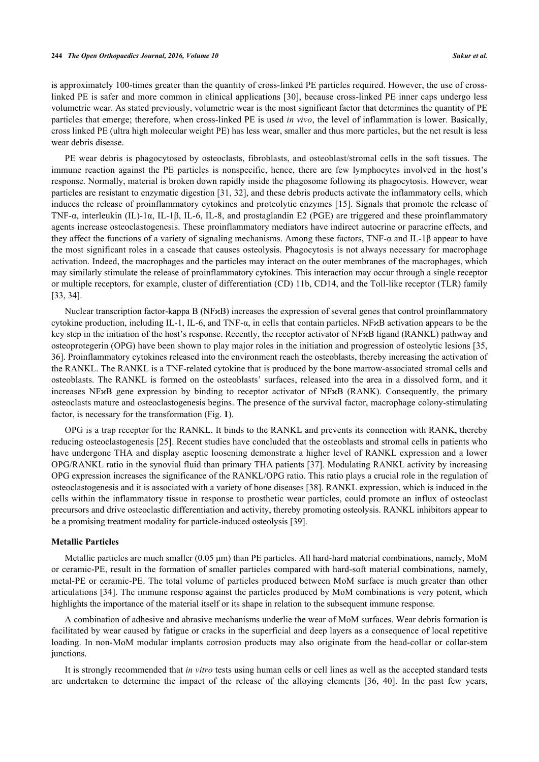is approximately 100-times greater than the quantity of cross-linked PE particles required. However, the use of cross-linked PE is safer and more common in clinical applications [30], because cross-linked PE inner caps undergo less volumetric wear. As stated previously, volumetric wear is the most significant factor that determines the quantity of PE particles that emerge; therefore, when cross-linked PE is used *in vivo*, the level of inflammation is lower. Basically, cross linked PE (ultra high molecular weight PE) has less wear, smaller and thus more particles, but the net result is less wear debris disease.

PE wear debris is phagocytosed by osteoclasts, fibroblasts, and osteoblast/stromal cells in the soft tissues. The immune reaction against the PE particles is nonspecific, hence, there are few lymphocytes involved in the host's response. Normally, material is broken down rapidly inside the phagosome following its phagocytosis. However, wear particles are resistant to enzymatic digestion [31, 32], and these debris products activate the inflammatory cells, which induces the release of proinflammatory cytokines and proteolytic enzymes [15]. Signals that promote the release of TNF-α, interleukin (IL)-1α, IL-1β, IL-6, IL-8, and prostaglandin E2 (PGE) are triggered and these proinflammatory agents increase osteoclastogenesis. These proinflammatory mediators have indirect autocrine or paracrine effects, and they affect the functions of a variety of signaling mechanisms. Among these factors, TNF-α and IL-1β appear to have the most significant roles in a cascade that causes osteolysis. Phagocytosis is not always necessary for macrophage activation. Indeed, the macrophages and the particles may interact on the outer membranes of the macrophages, which may similarly stimulate the release of proinflammatory cytokines. This interaction may occur through a single receptor or multiple receptors, for example, cluster of differentiation (CD) 11b, CD14, and the Toll-like receptor (TLR) family [33, 34].

Nuclear transcription factor-kappa B (NFϰB) increases the expression of several genes that control proinflammatory cytokine production, including IL-1, IL-6, and TNF-α, in cells that contain particles. NFϰB activation appears to be the key step in the initiation of the host's response. Recently, the receptor activator of NFϰB ligand (RANKL) pathway and osteoprotegerin (OPG) have been shown to play major roles in the initiation and progression of osteolytic lesions [35, 36]. Proinflammatory cytokines released into the environment reach the osteoblasts, thereby increasing the activation of the RANKL. The RANKL is a TNF-related cytokine that is produced by the bone marrow-associated stromal cells and osteoblasts. The RANKL is formed on the osteoblasts' surfaces, released into the area in a dissolved form, and it increases NFϰB gene expression by binding to receptor activator of NFϰB (RANK). Consequently, the primary osteoclasts mature and osteoclastogenesis begins. The presence of the survival factor, macrophage colony-stimulating factor, is necessary for the transformation (Fig. **1**).

OPG is a trap receptor for the RANKL. It binds to the RANKL and prevents its connection with RANK, thereby reducing osteoclastogenesis [25]. Recent studies have concluded that the osteoblasts and stromal cells in patients who have undergone THA and display aseptic loosening demonstrate a higher level of RANKL expression and a lower OPG/RANKL ratio in the synovial fluid than primary THA patients [37]. Modulating RANKL activity by increasing OPG expression increases the significance of the RANKL/OPG ratio. This ratio plays a crucial role in the regulation of osteoclastogenesis and it is associated with a variety of bone diseases [38]. RANKL expression, which is induced in the cells within the inflammatory tissue in response to prosthetic wear particles, could promote an influx of osteoclast precursors and drive osteoclastic differentiation and activity, thereby promoting osteolysis. RANKL inhibitors appear to be a promising treatment modality for particle-induced osteolysis [39].

**Metallic Particles**

Metallic particles are much smaller (0.05 μm) than PE particles. All hard-hard material combinations, namely, MoM or ceramic-PE, result in the formation of smaller particles compared with hard-soft material combinations, namely, metal-PE or ceramic-PE. The total volume of particles produced between MoM surface is much greater than other articulations [34]. The immune response against the particles produced by MoM combinations is very potent, which highlights the importance of the material itself or its shape in relation to the subsequent immune response.

A combination of adhesive and abrasive mechanisms underlie the wear of MoM surfaces. Wear debris formation is facilitated by wear caused by fatigue or cracks in the superficial and deep layers as a consequence of local repetitive loading. In non-MoM modular implants corrosion products may also originate from the head-collar or collar-stem junctions.

It is strongly recommended that *in vitro* tests using human cells or cell lines as well as the accepted standard tests are undertaken to determine the impact of the release of the alloying elements [36, 40]. In the past few years,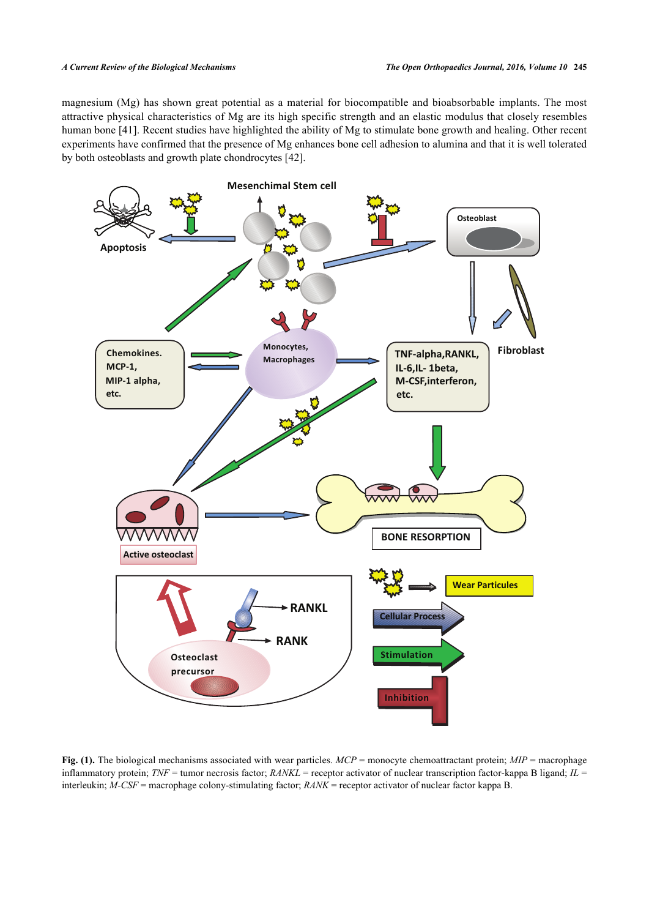magnesium (Mg) has shown great potential as a material for biocompatible and bioabsorbable implants. The most attractive physical characteristics of Mg are its high specific strength and an elastic modulus that closely resembles human bone [41]. Recent studies have highlighted the ability of Mg to stimulate bone growth and healing. Other recent experiments have confirmed that the presence of Mg enhances bone cell adhesion to alumina and that it is well tolerated by both osteoblasts and growth plate chondrocytes [42].

**Fig. (1).** The biological mechanisms associated with wear particles. *MCP* = monocyte chemoattractant protein; *MIP* = macrophage inflammatory protein; *TNF* = tumor necrosis factor; *RANKL* = receptor activator of nuclear transcription factor-kappa B ligand; *IL* = interleukin; *M-CSF* = macrophage colony-stimulating factor; *RANK* = receptor activator of nuclear factor kappa B.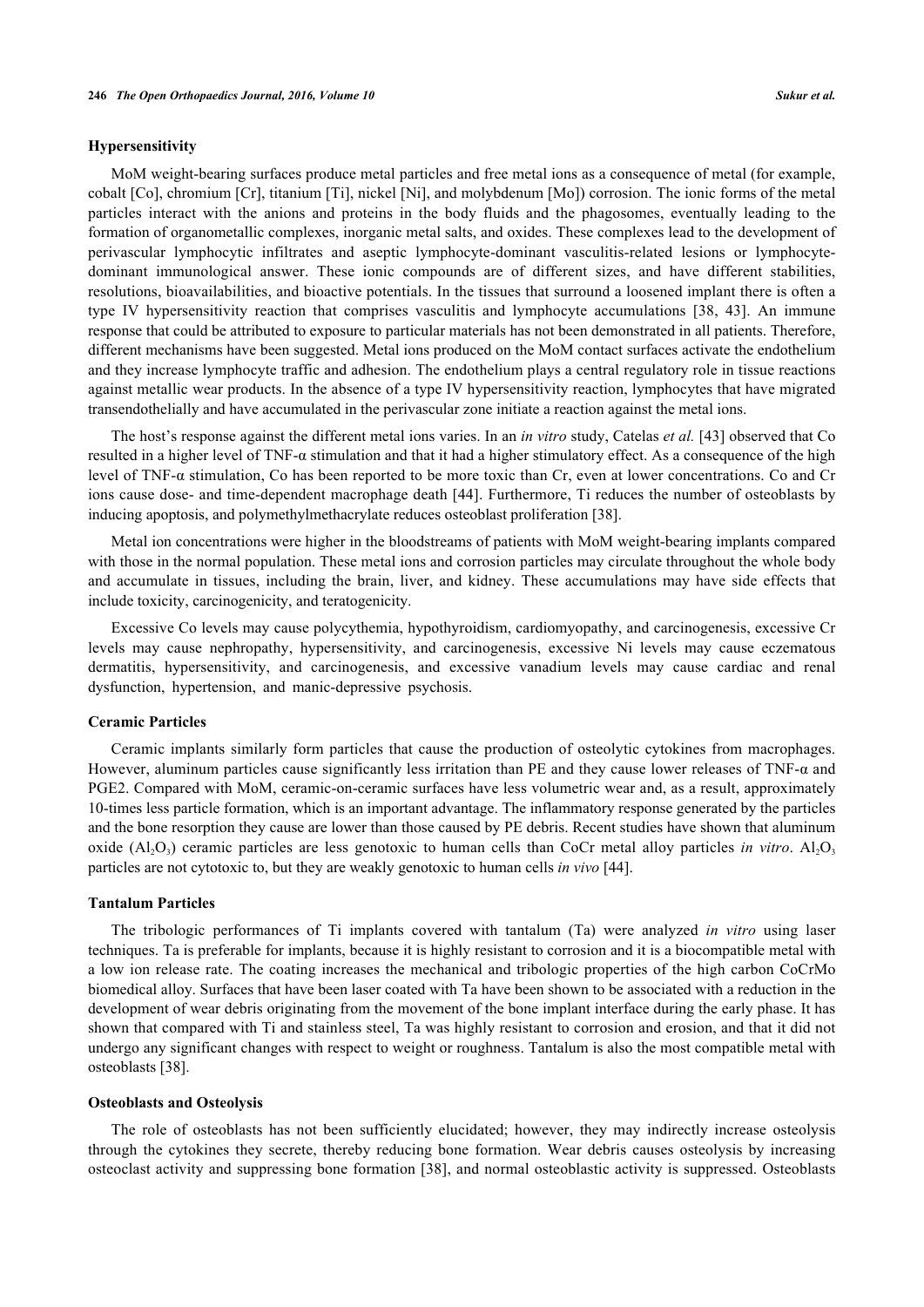### Hypersensitivity

MoM weight-bearing surfaces produce metal particles and free metal ions as a consequence of metal (for example, cobalt [Co], chromium [Cr], titanium [Ti], nickel [Ni], and molybdenum [Mo]) corrosion. The ionic forms of the metal particles interact with the anions and proteins in the body fluids and the phagosomes, eventually leading to the formation of organometallic complexes, inorganic metal salts, and oxides. These complexes lead to the development of perivascular lymphocytic infiltrates and aseptic lymphocyte-dominant vasculitis-related lesions or lymphocyte-dominant immunological answer. These ionic compounds are of different sizes, and have different stabilities, resolutions, bioavailabilities, and bioactive potentials. In the tissues that surround a loosened implant there is often a type IV hypersensitivity reaction that comprises vasculitis and lymphocyte accumulations [38, 43]. An immune response that could be attributed to exposure to particular materials has not been demonstrated in all patients. Therefore, different mechanisms have been suggested. Metal ions produced on the MoM contact surfaces activate the endothelium and they increase lymphocyte traffic and adhesion. The endothelium plays a central regulatory role in tissue reactions against metallic wear products. In the absence of a type IV hypersensitivity reaction, lymphocytes that have migrated transendothelially and have accumulated in the perivascular zone initiate a reaction against the metal ions.

The host's response against the different metal ions varies. In an *in vitro* study, Catelas *et al.* [43] observed that Co resulted in a higher level of TNF-α stimulation and that it had a higher stimulatory effect. As a consequence of the high level of TNF-α stimulation, Co has been reported to be more toxic than Cr, even at lower concentrations. Co and Cr ions cause dose- and time-dependent macrophage death [44]. Furthermore, Ti reduces the number of osteoblasts by inducing apoptosis, and polymethylmethacrylate reduces osteoblast proliferation [38].

Metal ion concentrations were higher in the bloodstreams of patients with MoM weight-bearing implants compared with those in the normal population. These metal ions and corrosion particles may circulate throughout the whole body and accumulate in tissues, including the brain, liver, and kidney. These accumulations may have side effects that include toxicity, carcinogenicity, and teratogenicity.

Excessive Co levels may cause polycythemia, hypothyroidism, cardiomyopathy, and carcinogenesis, excessive Cr levels may cause nephropathy, hypersensitivity, and carcinogenesis, excessive Ni levels may cause eczematous dermatitis, hypersensitivity, and carcinogenesis, and excessive vanadium levels may cause cardiac and renal dysfunction, hypertension, and manic-depressive psychosis.

### Ceramic Particles

Ceramic implants similarly form particles that cause the production of osteolytic cytokines from macrophages. However, aluminum particles cause significantly less irritation than PE and they cause lower releases of TNF-α and PGE2. Compared with MoM, ceramic-on-ceramic surfaces have less volumetric wear and, as a result, approximately 10-times less particle formation, which is an important advantage. The inflammatory response generated by the particles and the bone resorption they cause are lower than those caused by PE debris. Recent studies have shown that aluminum oxide ($Al_2O_3$) ceramic particles are less genotoxic to human cells than CoCr metal alloy particles *in vitro*. $Al_2O_3$ particles are not cytotoxic to, but they are weakly genotoxic to human cells *in vivo* [44].

### Tantalum Particles

The tribologic performances of Ti implants covered with tantalum (Ta) were analyzed *in vitro* using laser techniques. Ta is preferable for implants, because it is highly resistant to corrosion and it is a biocompatible metal with a low ion release rate. The coating increases the mechanical and tribologic properties of the high carbon CoCrMo biomedical alloy. Surfaces that have been laser coated with Ta have been shown to be associated with a reduction in the development of wear debris originating from the movement of the bone implant interface during the early phase. It has shown that compared with Ti and stainless steel, Ta was highly resistant to corrosion and erosion, and that it did not undergo any significant changes with respect to weight or roughness. Tantalum is also the most compatible metal with osteoblasts [38].

### Osteoblasts and Osteolysis

The role of osteoblasts has not been sufficiently elucidated; however, they may indirectly increase osteolysis through the cytokines they secrete, thereby reducing bone formation. Wear debris causes osteolysis by increasing osteoclast activity and suppressing bone formation [38], and normal osteoblastic activity is suppressed. Osteoblasts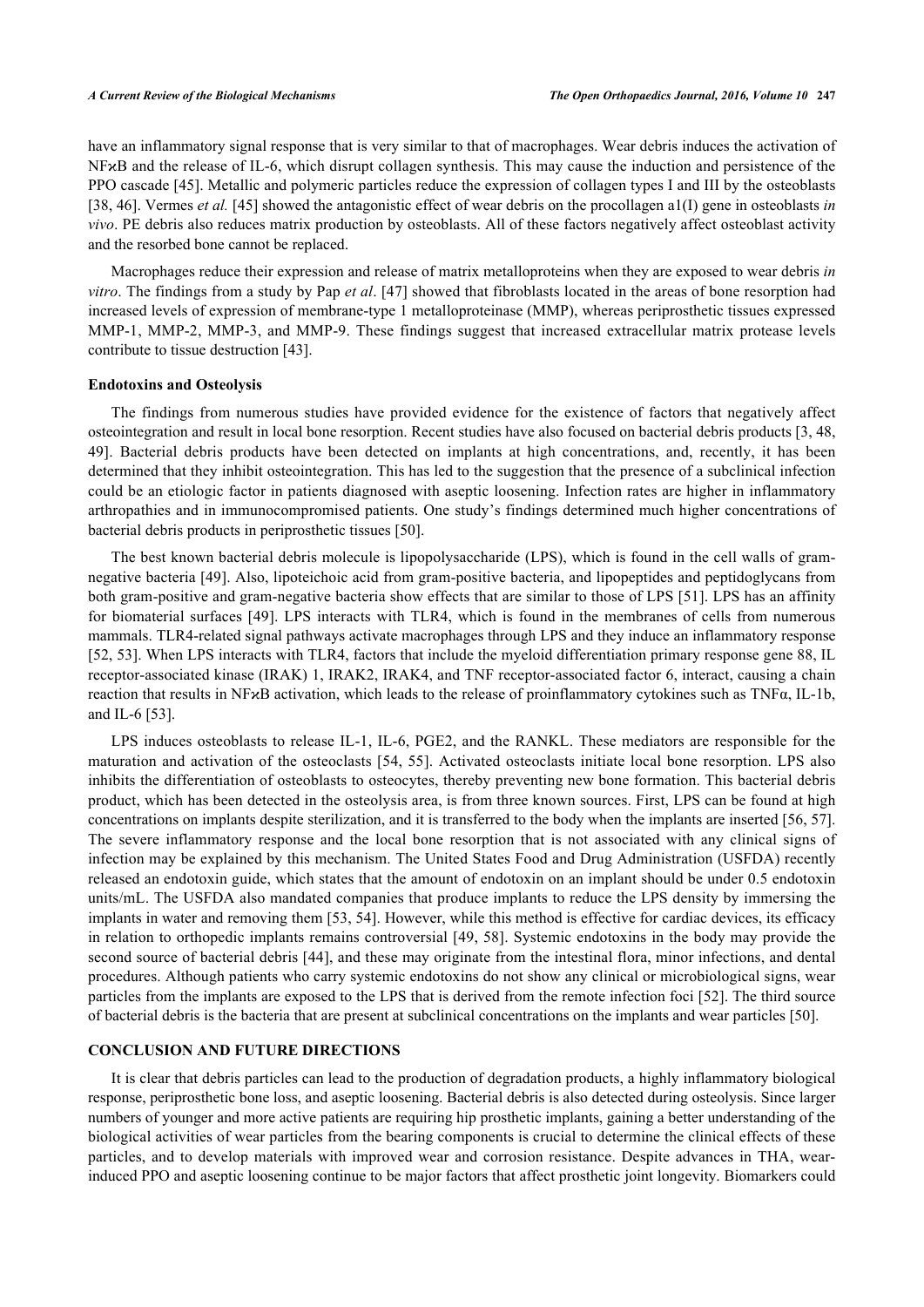have an inflammatory signal response that is very similar to that of macrophages. Wear debris induces the activation of NFϰB and the release of IL-6, which disrupt collagen synthesis. This may cause the induction and persistence of the PPO cascade [45]. Metallic and polymeric particles reduce the expression of collagen types I and III by the osteoblasts [38, 46]. Vermes *et al.* [45] showed the antagonistic effect of wear debris on the procollagen a1(I) gene in osteoblasts *in vivo*. PE debris also reduces matrix production by osteoblasts. All of these factors negatively affect osteoblast activity and the resorbed bone cannot be replaced.

Macrophages reduce their expression and release of matrix metalloproteins when they are exposed to wear debris *in vitro*. The findings from a study by Pap *et al*. [47] showed that fibroblasts located in the areas of bone resorption had increased levels of expression of membrane-type 1 metalloproteinase (MMP), whereas periprosthetic tissues expressed MMP-1, MMP-2, MMP-3, and MMP-9. These findings suggest that increased extracellular matrix protease levels contribute to tissue destruction [43].

### Endotoxins and Osteolysis

The findings from numerous studies have provided evidence for the existence of factors that negatively affect osteointegration and result in local bone resorption. Recent studies have also focused on bacterial debris products [3, 48, 49]. Bacterial debris products have been detected on implants at high concentrations, and, recently, it has been determined that they inhibit osteointegration. This has led to the suggestion that the presence of a subclinical infection could be an etiologic factor in patients diagnosed with aseptic loosening. Infection rates are higher in inflammatory arthropathies and in immunocompromised patients. One study's findings determined much higher concentrations of bacterial debris products in periprosthetic tissues [50].

The best known bacterial debris molecule is lipopolysaccharide (LPS), which is found in the cell walls of gram-negative bacteria [49]. Also, lipoteichoic acid from gram-positive bacteria, and lipopeptides and peptidoglycans from both gram-positive and gram-negative bacteria show effects that are similar to those of LPS [51]. LPS has an affinity for biomaterial surfaces [49]. LPS interacts with TLR4, which is found in the membranes of cells from numerous mammals. TLR4-related signal pathways activate macrophages through LPS and they induce an inflammatory response [52, 53]. When LPS interacts with TLR4, factors that include the myeloid differentiation primary response gene 88, IL receptor-associated kinase (IRAK) 1, IRAK2, IRAK4, and TNF receptor-associated factor 6, interact, causing a chain reaction that results in NFϰB activation, which leads to the release of proinflammatory cytokines such as TNFα, IL-1b, and IL-6 [53].

LPS induces osteoblasts to release IL-1, IL-6, PGE2, and the RANKL. These mediators are responsible for the maturation and activation of the osteoclasts [54, 55]. Activated osteoclasts initiate local bone resorption. LPS also inhibits the differentiation of osteoblasts to osteocytes, thereby preventing new bone formation. This bacterial debris product, which has been detected in the osteolysis area, is from three known sources. First, LPS can be found at high concentrations on implants despite sterilization, and it is transferred to the body when the implants are inserted [56, 57]. The severe inflammatory response and the local bone resorption that is not associated with any clinical signs of infection may be explained by this mechanism. The United States Food and Drug Administration (USFDA) recently released an endotoxin guide, which states that the amount of endotoxin on an implant should be under 0.5 endotoxin units/mL. The USFDA also mandated companies that produce implants to reduce the LPS density by immersing the implants in water and removing them [53, 54]. However, while this method is effective for cardiac devices, its efficacy in relation to orthopedic implants remains controversial [49, 58]. Systemic endotoxins in the body may provide the second source of bacterial debris [44], and these may originate from the intestinal flora, minor infections, and dental procedures. Although patients who carry systemic endotoxins do not show any clinical or microbiological signs, wear particles from the implants are exposed to the LPS that is derived from the remote infection foci [52]. The third source of bacterial debris is the bacteria that are present at subclinical concentrations on the implants and wear particles [50].

## CONCLUSION AND FUTURE DIRECTIONS

It is clear that debris particles can lead to the production of degradation products, a highly inflammatory biological response, periprosthetic bone loss, and aseptic loosening. Bacterial debris is also detected during osteolysis. Since larger numbers of younger and more active patients are requiring hip prosthetic implants, gaining a better understanding of the biological activities of wear particles from the bearing components is crucial to determine the clinical effects of these particles, and to develop materials with improved wear and corrosion resistance. Despite advances in THA, wear-induced PPO and aseptic loosening continue to be major factors that affect prosthetic joint longevity. Biomarkers could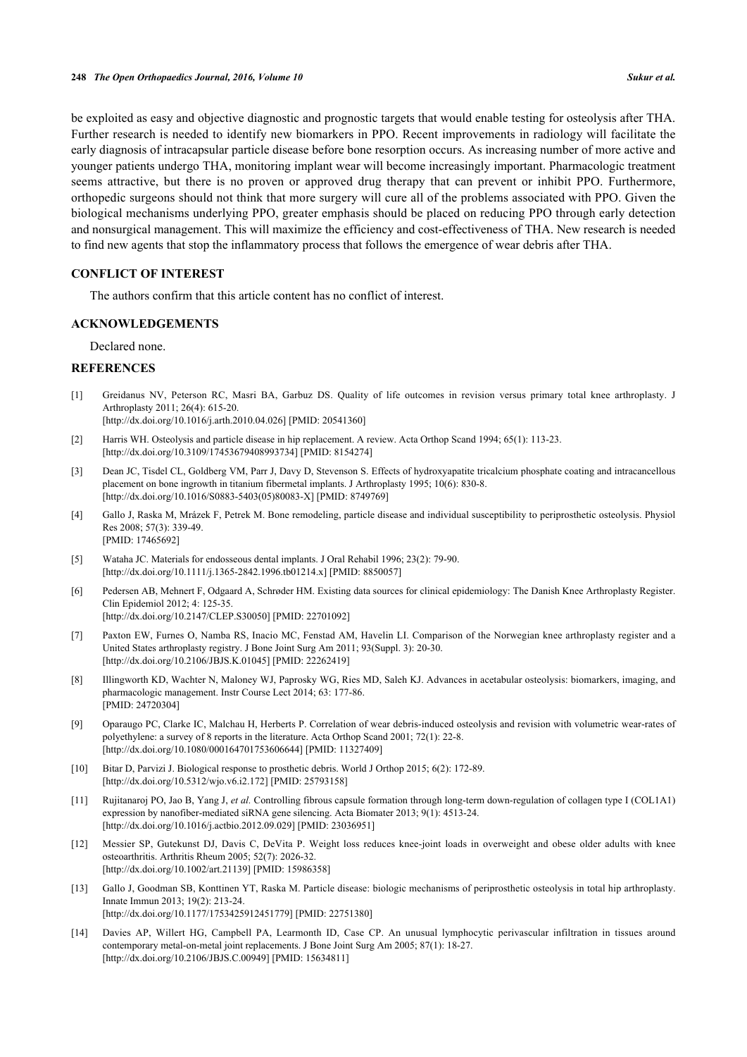be exploited as easy and objective diagnostic and prognostic targets that would enable testing for osteolysis after THA. Further research is needed to identify new biomarkers in PPO. Recent improvements in radiology will facilitate the early diagnosis of intracapsular particle disease before bone resorption occurs. As increasing number of more active and younger patients undergo THA, monitoring implant wear will become increasingly important. Pharmacologic treatment seems attractive, but there is no proven or approved drug therapy that can prevent or inhibit PPO. Furthermore, orthopedic surgeons should not think that more surgery will cure all of the problems associated with PPO. Given the biological mechanisms underlying PPO, greater emphasis should be placed on reducing PPO through early detection and nonsurgical management. This will maximize the efficiency and cost-effectiveness of THA. New research is needed to find new agents that stop the inflammatory process that follows the emergence of wear debris after THA.

## CONFLICT OF INTEREST

The authors confirm that this article content has no conflict of interest.

## ACKNOWLEDGEMENTS

Declared none.

## REFERENCES

[1] Greidanus NV, Peterson RC, Masri BA, Garbuz DS. Quality of life outcomes in revision versus primary total knee arthroplasty. J Arthroplasty 2011; 26(4): 615-20.
[http://dx.doi.org/10.1016/j.arth.2010.04.026] [PMID: 20541360]

[2] Harris WH. Osteolysis and particle disease in hip replacement. A review. Acta Orthop Scand 1994; 65(1): 113-23.
[http://dx.doi.org/10.3109/17453679408993734] [PMID: 8154274]

[3] Dean JC, Tisdel CL, Goldberg VM, Parr J, Davy D, Stevenson S. Effects of hydroxyapatite tricalcium phosphate coating and intracancellous placement on bone ingrowth in titanium fibermetal implants. J Arthroplasty 1995; 10(6): 830-8.
[http://dx.doi.org/10.1016/S0883-5403(05)80083-X] [PMID: 8749769]

[4] Gallo J, Raska M, Mrázek F, Petrek M. Bone remodeling, particle disease and individual susceptibility to periprosthetic osteolysis. Physiol Res 2008; 57(3): 339-49.
[PMID: 17465692]

[5] Wataha JC. Materials for endosseous dental implants. J Oral Rehabil 1996; 23(2): 79-90.
[http://dx.doi.org/10.1111/j.1365-2842.1996.tb01214.x] [PMID: 8850057]

[6] Pedersen AB, Mehnert F, Odgaard A, Schrøder HM. Existing data sources for clinical epidemiology: The Danish Knee Arthroplasty Register. Clin Epidemiol 2012; 4: 125-35.
[http://dx.doi.org/10.2147/CLEP.S30050] [PMID: 22701092]

[7] Paxton EW, Furnes O, Namba RS, Inacio MC, Fenstad AM, Havelin LI. Comparison of the Norwegian knee arthroplasty register and a United States arthroplasty registry. J Bone Joint Surg Am 2011; 93(Suppl. 3): 20-30.
[http://dx.doi.org/10.2106/JBJS.K.01045] [PMID: 22262419]

[8] Illingworth KD, Wachter N, Maloney WJ, Paprosky WG, Ries MD, Saleh KJ. Advances in acetabular osteolysis: biomarkers, imaging, and pharmacologic management. Instr Course Lect 2014; 63: 177-86.
[PMID: 24720304]

[9] Oparaugo PC, Clarke IC, Malchau H, Herberts P. Correlation of wear debris-induced osteolysis and revision with volumetric wear-rates of polyethylene: a survey of 8 reports in the literature. Acta Orthop Scand 2001; 72(1): 22-8.
[http://dx.doi.org/10.1080/000164701753606644] [PMID: 11327409]

[10] Bitar D, Parvizi J. Biological response to prosthetic debris. World J Orthop 2015; 6(2): 172-89.
[http://dx.doi.org/10.5312/wjo.v6.i2.172] [PMID: 25793158]

[11] Rujitanaroj PO, Jao B, Yang J, *et al.* Controlling fibrous capsule formation through long-term down-regulation of collagen type I (COL1A1) expression by nanofiber-mediated siRNA gene silencing. Acta Biomater 2013; 9(1): 4513-24.
[http://dx.doi.org/10.1016/j.actbio.2012.09.029] [PMID: 23036951]

[12] Messier SP, Gutekunst DJ, Davis C, DeVita P. Weight loss reduces knee-joint loads in overweight and obese older adults with knee osteoarthritis. Arthritis Rheum 2005; 52(7): 2026-32.
[http://dx.doi.org/10.1002/art.21139] [PMID: 15986358]

[13] Gallo J, Goodman SB, Konttinen YT, Raska M. Particle disease: biologic mechanisms of periprosthetic osteolysis in total hip arthroplasty. Innate Immun 2013; 19(2): 213-24.
[http://dx.doi.org/10.1177/1753425912451779] [PMID: 22751380]

[14] Davies AP, Willert HG, Campbell PA, Learmonth ID, Case CP. An unusual lymphocytic perivascular infiltration in tissues around contemporary metal-on-metal joint replacements. J Bone Joint Surg Am 2005; 87(1): 18-27.
[http://dx.doi.org/10.2106/JBJS.C.00949] [PMID: 15634811]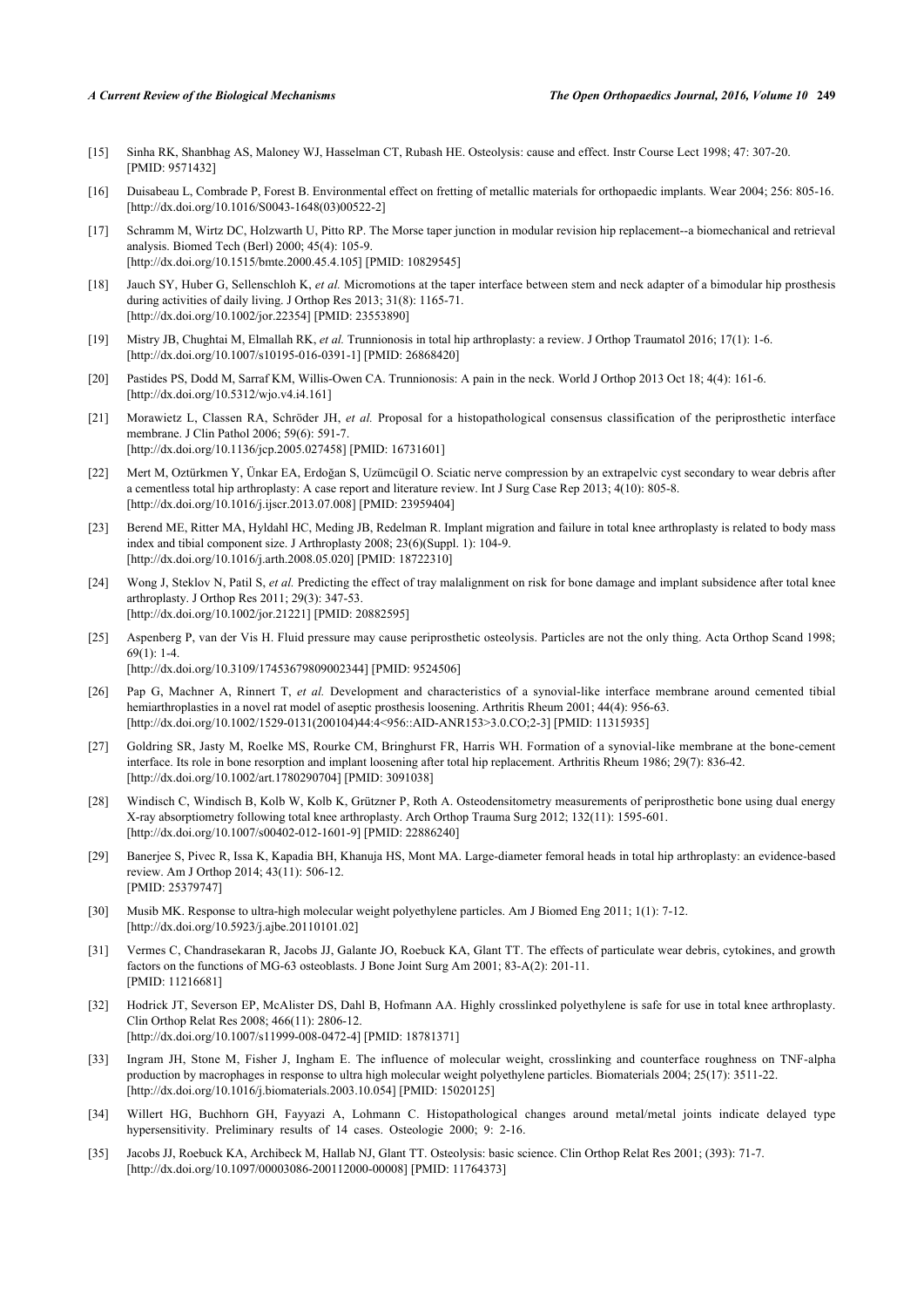[15] Sinha RK, Shanbhag AS, Maloney WJ, Hasselman CT, Rubash HE. Osteolysis: cause and effect. Instr Course Lect 1998; 47: 307-20. [PMID: 9571432]

[16] Duisabeau L, Combrade P, Forest B. Environmental effect on fretting of metallic materials for orthopaedic implants. Wear 2004; 256: 805-16. [http://dx.doi.org/10.1016/S0043-1648(03)00522-2]

[17] Schramm M, Wirtz DC, Holzwarth U, Pitto RP. The Morse taper junction in modular revision hip replacement--a biomechanical and retrieval analysis. Biomed Tech (Berl) 2000; 45(4): 105-9. [http://dx.doi.org/10.1515/bmte.2000.45.4.105] [PMID: 10829545]

[18] Jauch SY, Huber G, Sellenschloh K, *et al.* Micromotions at the taper interface between stem and neck adapter of a bimodular hip prosthesis during activities of daily living. J Orthop Res 2013; 31(8): 1165-71. [http://dx.doi.org/10.1002/jor.22354] [PMID: 23553890]

[19] Mistry JB, Chughtai M, Elmallah RK, *et al.* Trunnionosis in total hip arthroplasty: a review. J Orthop Traumatol 2016; 17(1): 1-6. [http://dx.doi.org/10.1007/s10195-016-0391-1] [PMID: 26868420]

[20] Pastides PS, Dodd M, Sarraf KM, Willis-Owen CA. Trunnionosis: A pain in the neck. World J Orthop 2013 Oct 18; 4(4): 161-6. [http://dx.doi.org/10.5312/wjo.v4.i4.161]

[21] Morawietz L, Classen RA, Schröder JH, *et al.* Proposal for a histopathological consensus classification of the periprosthetic interface membrane. J Clin Pathol 2006; 59(6): 591-7. [http://dx.doi.org/10.1136/jcp.2005.027458] [PMID: 16731601]

[22] Mert M, Oztürkmen Y, Ünkar EA, Erdoğan S, Uzümcügil O. Sciatic nerve compression by an extrapelvic cyst secondary to wear debris after a cementless total hip arthroplasty: A case report and literature review. Int J Surg Case Rep 2013; 4(10): 805-8. [http://dx.doi.org/10.1016/j.ijscr.2013.07.008] [PMID: 23959404]

[23] Berend ME, Ritter MA, Hyldahl HC, Meding JB, Redelman R. Implant migration and failure in total knee arthroplasty is related to body mass index and tibial component size. J Arthroplasty 2008; 23(6)(Suppl. 1): 104-9. [http://dx.doi.org/10.1016/j.arth.2008.05.020] [PMID: 18722310]

[24] Wong J, Steklov N, Patil S, *et al.* Predicting the effect of tray malalignment on risk for bone damage and implant subsidence after total knee arthroplasty. J Orthop Res 2011; 29(3): 347-53. [http://dx.doi.org/10.1002/jor.21221] [PMID: 20882595]

[25] Aspenberg P, van der Vis H. Fluid pressure may cause periprosthetic osteolysis. Particles are not the only thing. Acta Orthop Scand 1998; 69(1): 1-4. [http://dx.doi.org/10.3109/17453679809002344] [PMID: 9524506]

[26] Pap G, Machner A, Rinnert T, *et al.* Development and characteristics of a synovial-like interface membrane around cemented tibial hemiarthroplasties in a novel rat model of aseptic prosthesis loosening. Arthritis Rheum 2001; 44(4): 956-63. [http://dx.doi.org/10.1002/1529-0131(200104)44:4<956::AID-ANR153>3.0.CO;2-3] [PMID: 11315935]

[27] Goldring SR, Jasty M, Roelke MS, Rourke CM, Bringhurst FR, Harris WH. Formation of a synovial-like membrane at the bone-cement interface. Its role in bone resorption and implant loosening after total hip replacement. Arthritis Rheum 1986; 29(7): 836-42. [http://dx.doi.org/10.1002/art.1780290704] [PMID: 3091038]

[28] Windisch C, Windisch B, Kolb W, Kolb K, Grützner P, Roth A. Osteodensitometry measurements of periprosthetic bone using dual energy X-ray absorptiometry following total knee arthroplasty. Arch Orthop Trauma Surg 2012; 132(11): 1595-601. [http://dx.doi.org/10.1007/s00402-012-1601-9] [PMID: 22886240]

[29] Banerjee S, Pivec R, Issa K, Kapadia BH, Khanuja HS, Mont MA. Large-diameter femoral heads in total hip arthroplasty: an evidence-based review. Am J Orthop 2014; 43(11): 506-12. [PMID: 25379747]

[30] Musib MK. Response to ultra-high molecular weight polyethylene particles. Am J Biomed Eng 2011; 1(1): 7-12. [http://dx.doi.org/10.5923/j.ajbe.20110101.02]

[31] Vermes C, Chandrasekaran R, Jacobs JJ, Galante JO, Roebuck KA, Glant TT. The effects of particulate wear debris, cytokines, and growth factors on the functions of MG-63 osteoblasts. J Bone Joint Surg Am 2001; 83-A(2): 201-11. [PMID: 11216681]

[32] Hodrick JT, Severson EP, McAlister DS, Dahl B, Hofmann AA. Highly crosslinked polyethylene is safe for use in total knee arthroplasty. Clin Orthop Relat Res 2008; 466(11): 2806-12. [http://dx.doi.org/10.1007/s11999-008-0472-4] [PMID: 18781371]

[33] Ingram JH, Stone M, Fisher J, Ingham E. The influence of molecular weight, crosslinking and counterface roughness on TNF-alpha production by macrophages in response to ultra high molecular weight polyethylene particles. Biomaterials 2004; 25(17): 3511-22. [http://dx.doi.org/10.1016/j.biomaterials.2003.10.054] [PMID: 15020125]

[34] Willert HG, Buchhorn GH, Fayyazi A, Lohmann C. Histopathological changes around metal/metal joints indicate delayed type hypersensitivity. Preliminary results of 14 cases. Osteologie 2000; 9: 2-16.

[35] Jacobs JJ, Roebuck KA, Archibeck M, Hallab NJ, Glant TT. Osteolysis: basic science. Clin Orthop Relat Res 2001; (393): 71-7. [http://dx.doi.org/10.1097/00003086-200112000-00008] [PMID: 11764373]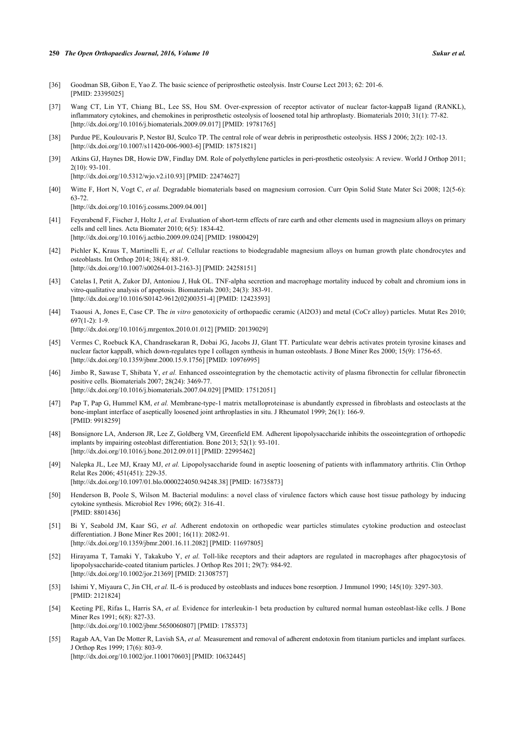[36] Goodman SB, Gibon E, Yao Z. The basic science of periprosthetic osteolysis. Instr Course Lect 2013; 62: 201-6. [PMID: 23395025]

[37] Wang CT, Lin YT, Chiang BL, Lee SS, Hou SM. Over-expression of receptor activator of nuclear factor-kappaB ligand (RANKL), inflammatory cytokines, and chemokines in periprosthetic osteolysis of loosened total hip arthroplasty. Biomaterials 2010; 31(1): 77-82. [http://dx.doi.org/10.1016/j.biomaterials.2009.09.017] [PMID: 19781765]

[38] Purdue PE, Koulouvaris P, Nestor BJ, Sculco TP. The central role of wear debris in periprosthetic osteolysis. HSS J 2006; 2(2): 102-13. [http://dx.doi.org/10.1007/s11420-006-9003-6] [PMID: 18751821]

[39] Atkins GJ, Haynes DR, Howie DW, Findlay DM. Role of polyethylene particles in peri-prosthetic osteolysis: A review. World J Orthop 2011; 2(10): 93-101. [http://dx.doi.org/10.5312/wjo.v2.i10.93] [PMID: 22474627]

[40] Witte F, Hort N, Vogt C, *et al.* Degradable biomaterials based on magnesium corrosion. Curr Opin Solid State Mater Sci 2008; 12(5-6): 63-72. [http://dx.doi.org/10.1016/j.cossms.2009.04.001]

[41] Feyerabend F, Fischer J, Holtz J, *et al.* Evaluation of short-term effects of rare earth and other elements used in magnesium alloys on primary cells and cell lines. Acta Biomater 2010; 6(5): 1834-42. [http://dx.doi.org/10.1016/j.actbio.2009.09.024] [PMID: 19800429]

[42] Pichler K, Kraus T, Martinelli E, *et al.* Cellular reactions to biodegradable magnesium alloys on human growth plate chondrocytes and osteoblasts. Int Orthop 2014; 38(4): 881-9. [http://dx.doi.org/10.1007/s00264-013-2163-3] [PMID: 24258151]

[43] Catelas I, Petit A, Zukor DJ, Antoniou J, Huk OL. TNF-alpha secretion and macrophage mortality induced by cobalt and chromium ions in vitro-qualitative analysis of apoptosis. Biomaterials 2003; 24(3): 383-91. [http://dx.doi.org/10.1016/S0142-9612(02)00351-4] [PMID: 12423593]

[44] Tsaousi A, Jones E, Case CP. The *in vitro* genotoxicity of orthopaedic ceramic (Al2O3) and metal (CoCr alloy) particles. Mutat Res 2010; 697(1-2): 1-9. [http://dx.doi.org/10.1016/j.mrgentox.2010.01.012] [PMID: 20139029]

[45] Vermes C, Roebuck KA, Chandrasekaran R, Dobai JG, Jacobs JJ, Glant TT. Particulate wear debris activates protein tyrosine kinases and nuclear factor kappaB, which down-regulates type I collagen synthesis in human osteoblasts. J Bone Miner Res 2000; 15(9): 1756-65. [http://dx.doi.org/10.1359/jbmr.2000.15.9.1756] [PMID: 10976995]

[46] Jimbo R, Sawase T, Shibata Y, *et al.* Enhanced osseointegration by the chemotactic activity of plasma fibronectin for cellular fibronectin positive cells. Biomaterials 2007; 28(24): 3469-77. [http://dx.doi.org/10.1016/j.biomaterials.2007.04.029] [PMID: 17512051]

[47] Pap T, Pap G, Hummel KM, *et al.* Membrane-type-1 matrix metalloproteinase is abundantly expressed in fibroblasts and osteoclasts at the bone-implant interface of aseptically loosened joint arthroplasties in situ. J Rheumatol 1999; 26(1): 166-9. [PMID: 9918259]

[48] Bonsignore LA, Anderson JR, Lee Z, Goldberg VM, Greenfield EM. Adherent lipopolysaccharide inhibits the osseointegration of orthopedic implants by impairing osteoblast differentiation. Bone 2013; 52(1): 93-101. [http://dx.doi.org/10.1016/j.bone.2012.09.011] [PMID: 22995462]

[49] Nalepka JL, Lee MJ, Kraay MJ, *et al.* Lipopolysaccharide found in aseptic loosening of patients with inflammatory arthritis. Clin Orthop Relat Res 2006; 451(451): 229-35. [http://dx.doi.org/10.1097/01.blo.0000224050.94248.38] [PMID: 16735873]

[50] Henderson B, Poole S, Wilson M. Bacterial modulins: a novel class of virulence factors which cause host tissue pathology by inducing cytokine synthesis. Microbiol Rev 1996; 60(2): 316-41. [PMID: 8801436]

[51] Bi Y, Seabold JM, Kaar SG, *et al.* Adherent endotoxin on orthopedic wear particles stimulates cytokine production and osteoclast differentiation. J Bone Miner Res 2001; 16(11): 2082-91. [http://dx.doi.org/10.1359/jbmr.2001.16.11.2082] [PMID: 11697805]

[52] Hirayama T, Tamaki Y, Takakubo Y, *et al.* Toll-like receptors and their adaptors are regulated in macrophages after phagocytosis of lipopolysaccharide-coated titanium particles. J Orthop Res 2011; 29(7): 984-92. [http://dx.doi.org/10.1002/jor.21369] [PMID: 21308757]

[53] Ishimi Y, Miyaura C, Jin CH, *et al.* IL-6 is produced by osteoblasts and induces bone resorption. J Immunol 1990; 145(10): 3297-303. [PMID: 2121824]

[54] Keeting PE, Rifas L, Harris SA, *et al.* Evidence for interleukin-1 beta production by cultured normal human osteoblast-like cells. J Bone Miner Res 1991; 6(8): 827-33. [http://dx.doi.org/10.1002/jbmr.5650060807] [PMID: 1785373]

[55] Ragab AA, Van De Motter R, Lavish SA, *et al.* Measurement and removal of adherent endotoxin from titanium particles and implant surfaces. J Orthop Res 1999; 17(6): 803-9. [http://dx.doi.org/10.1002/jor.1100170603] [PMID: 10632445]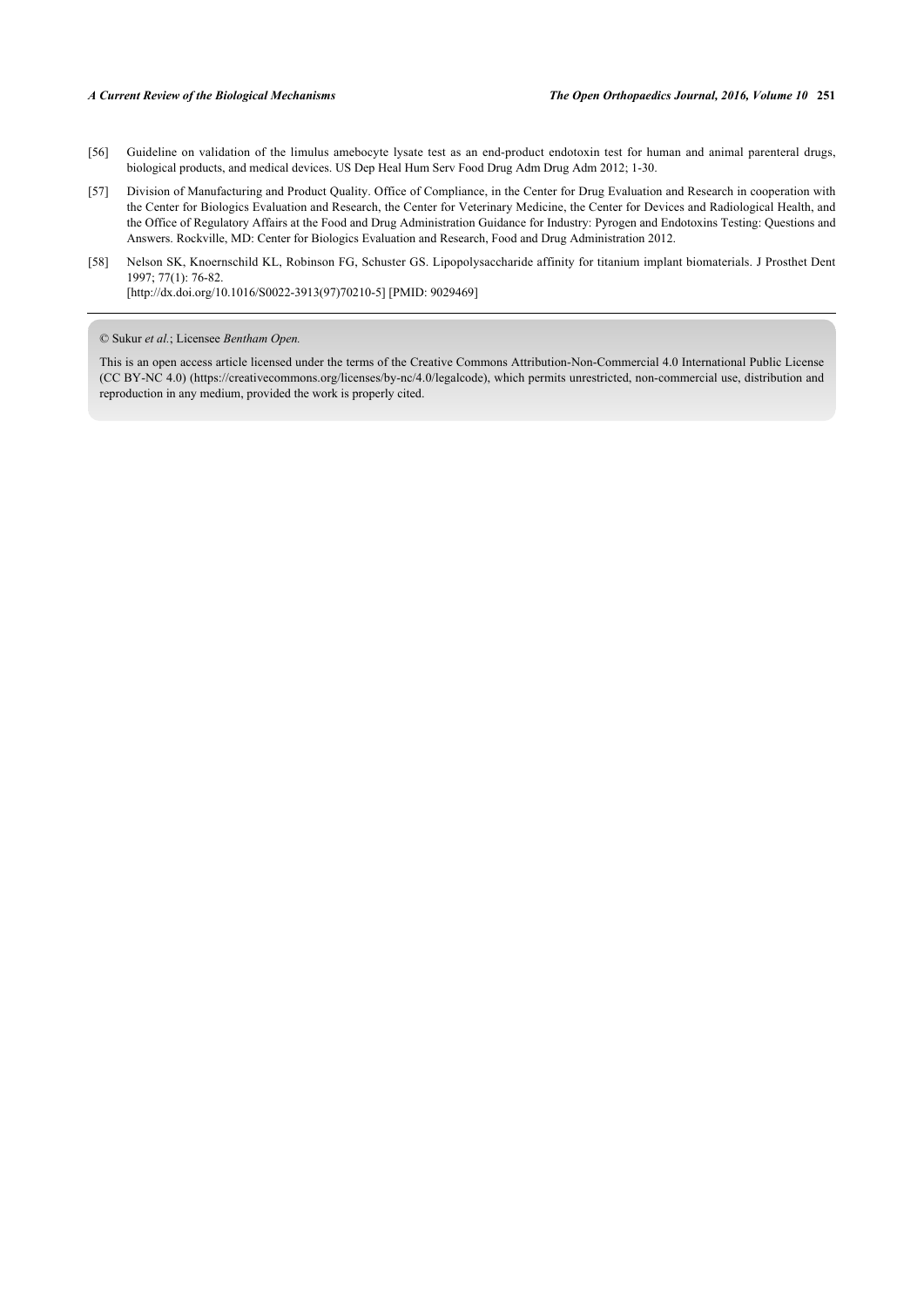[56] Guideline on validation of the limulus amebocyte lysate test as an end-product endotoxin test for human and animal parenteral drugs, biological products, and medical devices. US Dep Heal Hum Serv Food Drug Adm Drug Adm 2012; 1-30.

[57] Division of Manufacturing and Product Quality. Office of Compliance, in the Center for Drug Evaluation and Research in cooperation with the Center for Biologics Evaluation and Research, the Center for Veterinary Medicine, the Center for Devices and Radiological Health, and the Office of Regulatory Affairs at the Food and Drug Administration Guidance for Industry: Pyrogen and Endotoxins Testing: Questions and Answers. Rockville, MD: Center for Biologics Evaluation and Research, Food and Drug Administration 2012.

[58] Nelson SK, Knoernschild KL, Robinson FG, Schuster GS. Lipopolysaccharide affinity for titanium implant biomaterials. J Prosthet Dent 1997; 77(1): 76-82. [http://dx.doi.org/10.1016/S0022-3913(97)70210-5] [PMID: 9029469]

---

© Sukur *et al.*; Licensee *Bentham Open.*

This is an open access article licensed under the terms of the Creative Commons Attribution-Non-Commercial 4.0 International Public License (CC BY-NC 4.0) (https://creativecommons.org/licenses/by-nc/4.0/legalcode), which permits unrestricted, non-commercial use, distribution and reproduction in any medium, provided the work is properly cited.